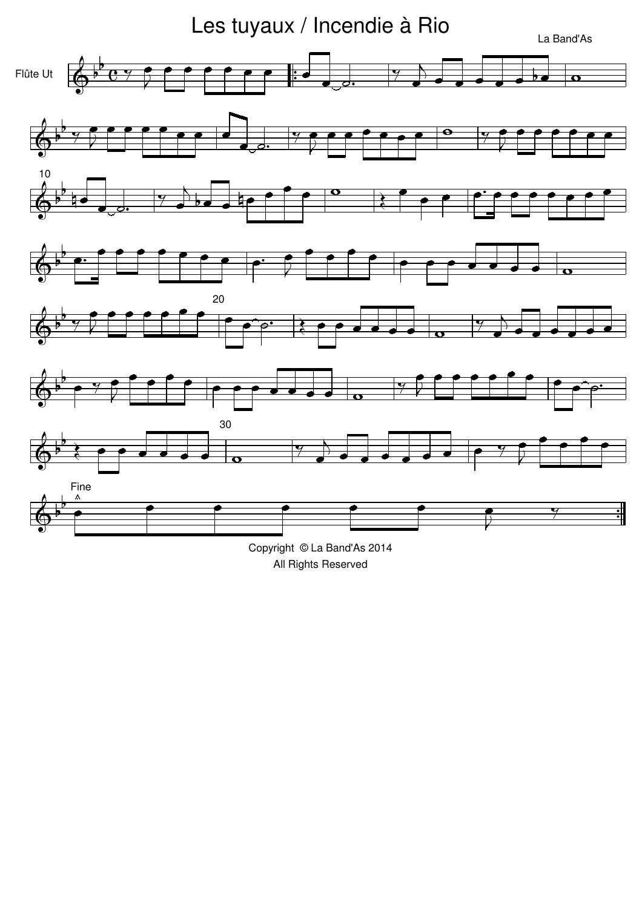# Les tuyaux / Incendie à Rio

La Band'As

Flûte Ut

Fine

Copyright © La Band'As 2014
All Rights Reserved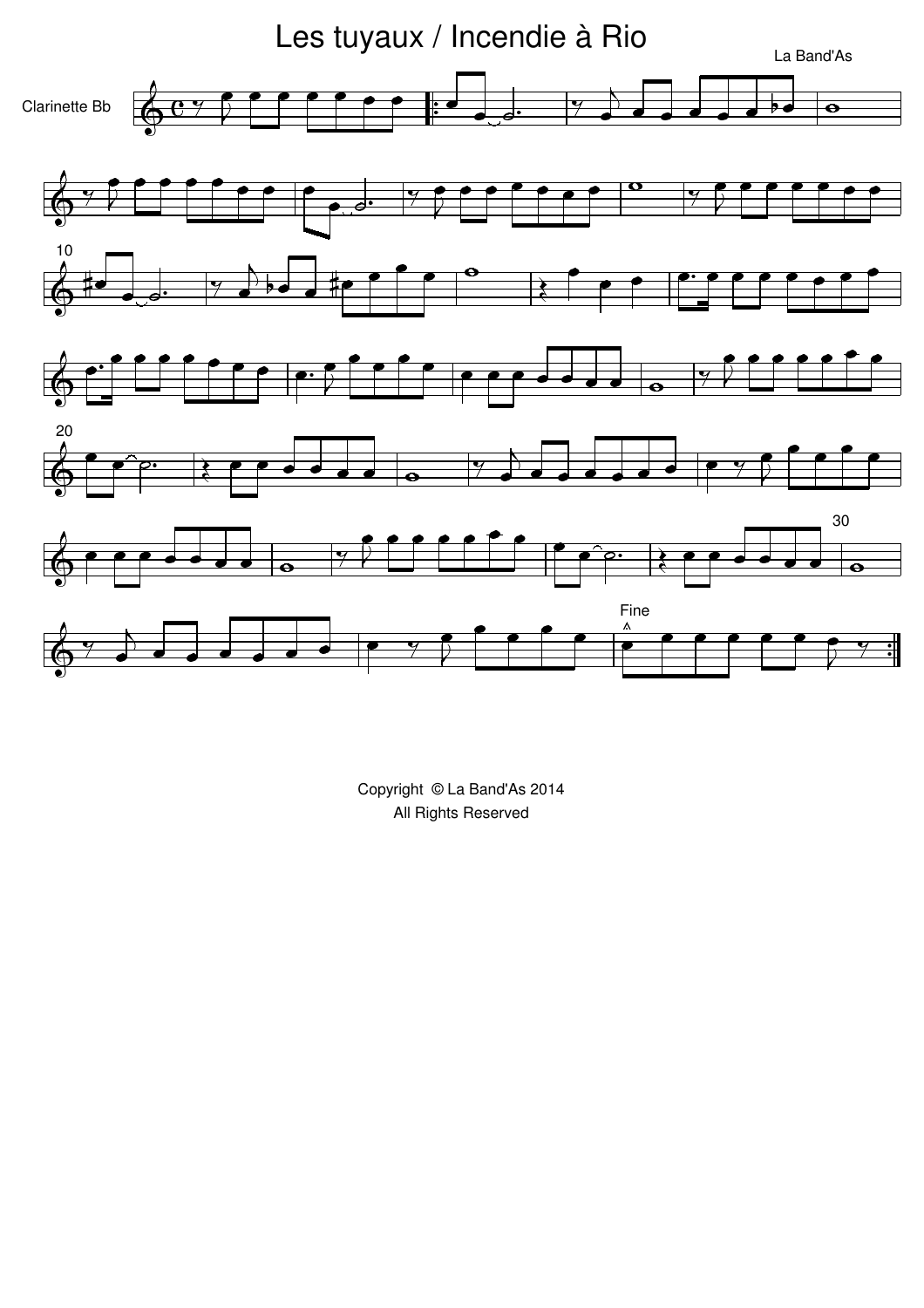# Les tuyaux / Incendie à Rio

La Band'As

Clarinette Bb

Fine

Copyright © La Band'As 2014
All Rights Reserved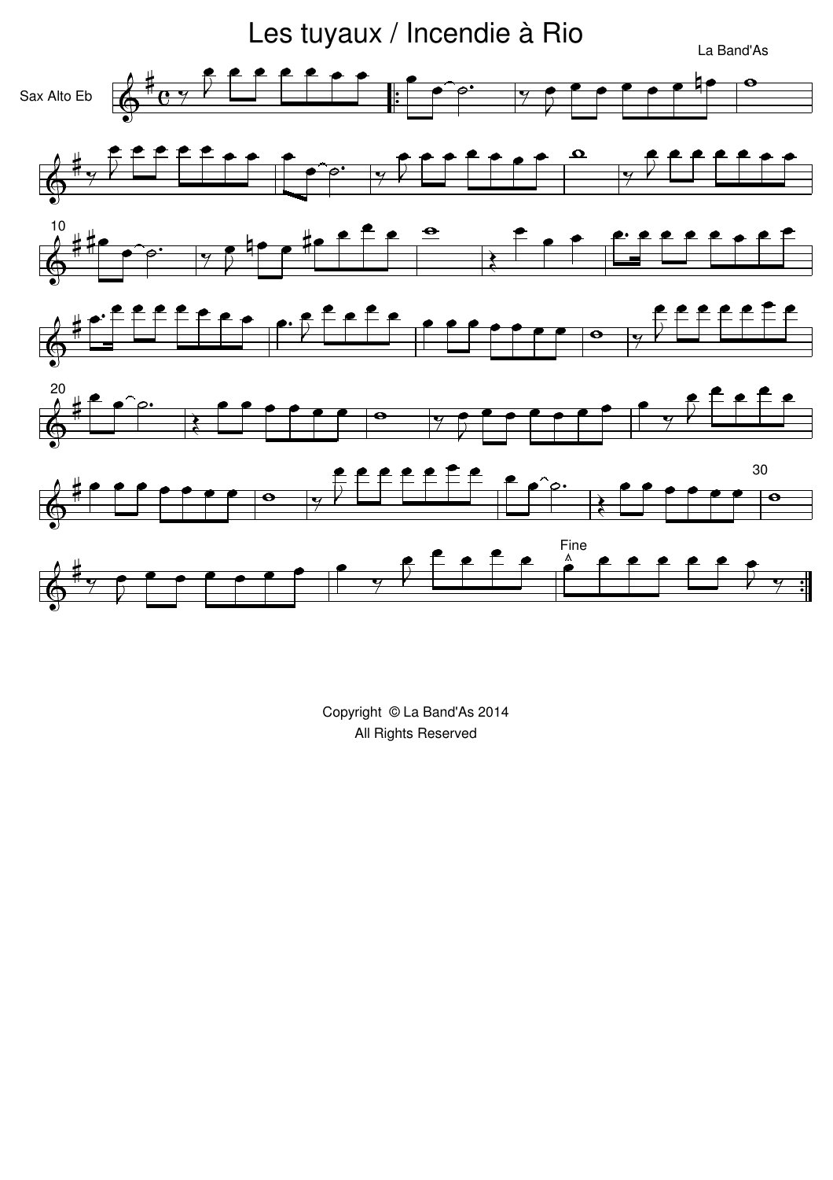# Les tuyaux / Incendie à Rio

La Band'As

Sax Alto Eb

Fine

Copyright © La Band'As 2014
All Rights Reserved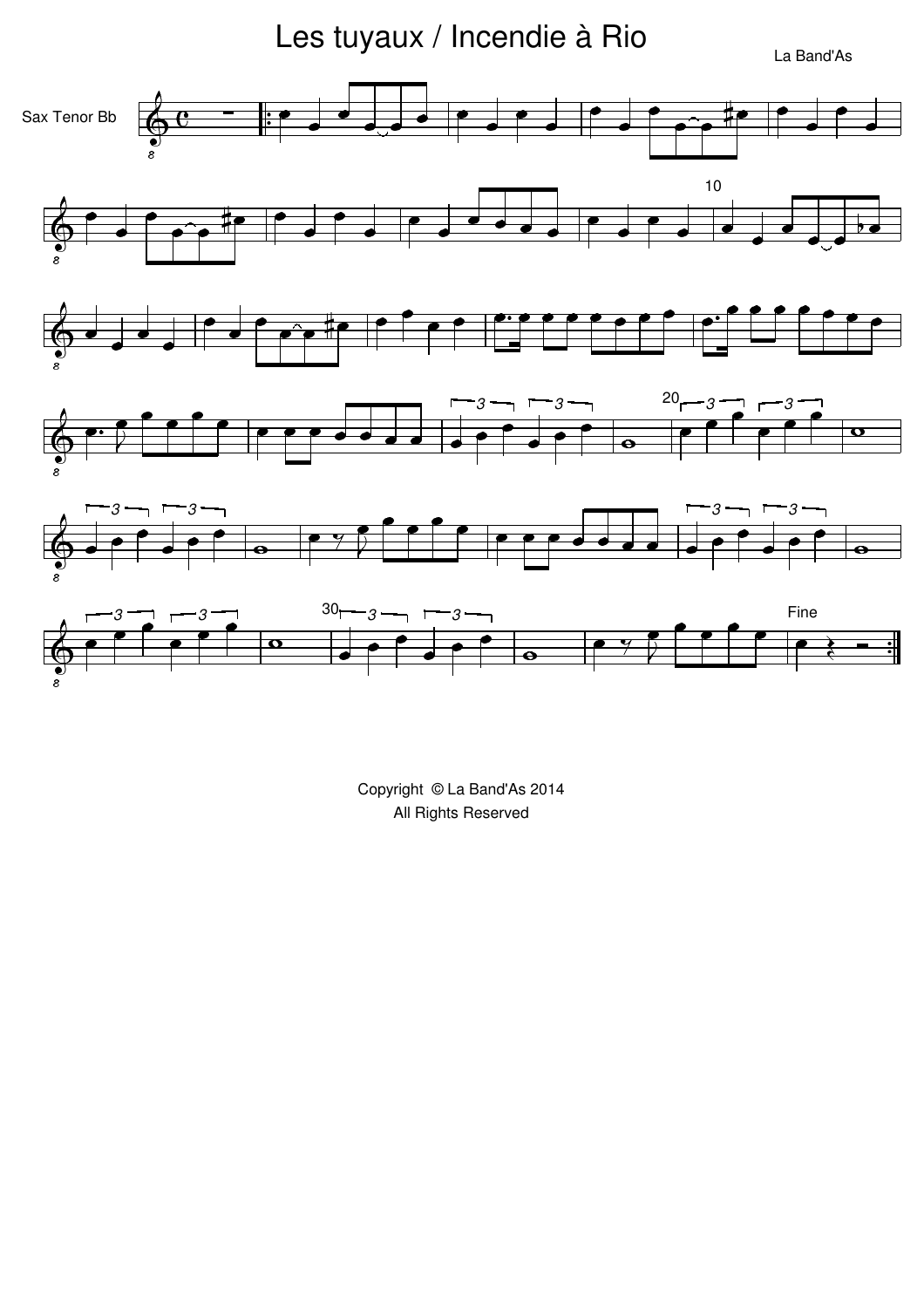# Les tuyaux / Incendie à Rio

La Band'As

Sax Tenor Bb

Fine

Copyright © La Band'As 2014
All Rights Reserved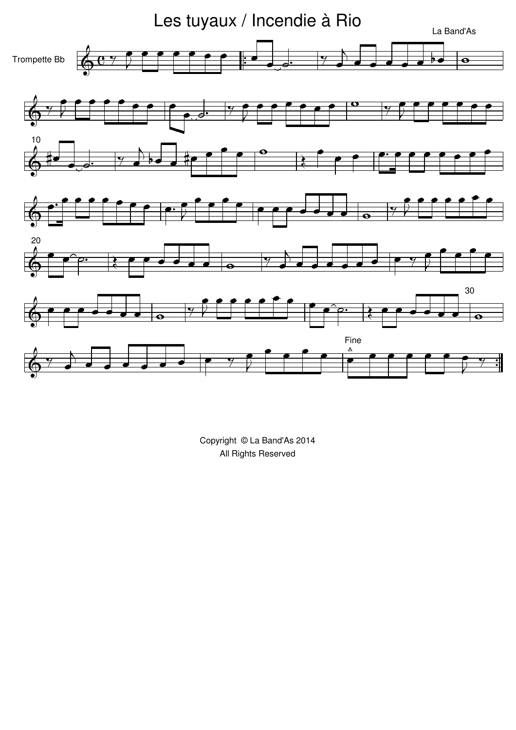# Les tuyaux / Incendie à Rio

La Band'As

Trompette Bb

Fine

Copyright © La Band'As 2014
All Rights Reserved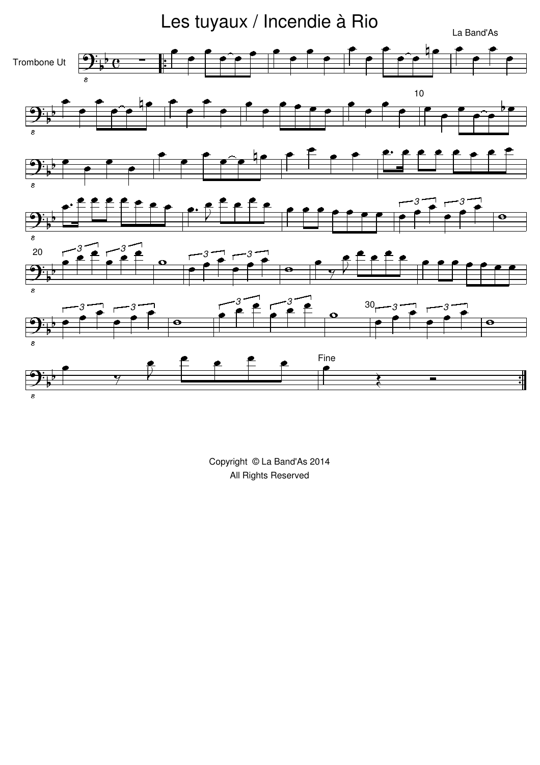# Les tuyaux / Incendie à Rio

La Band'As

Trombone Ut

Fine

Copyright © La Band'As 2014
All Rights Reserved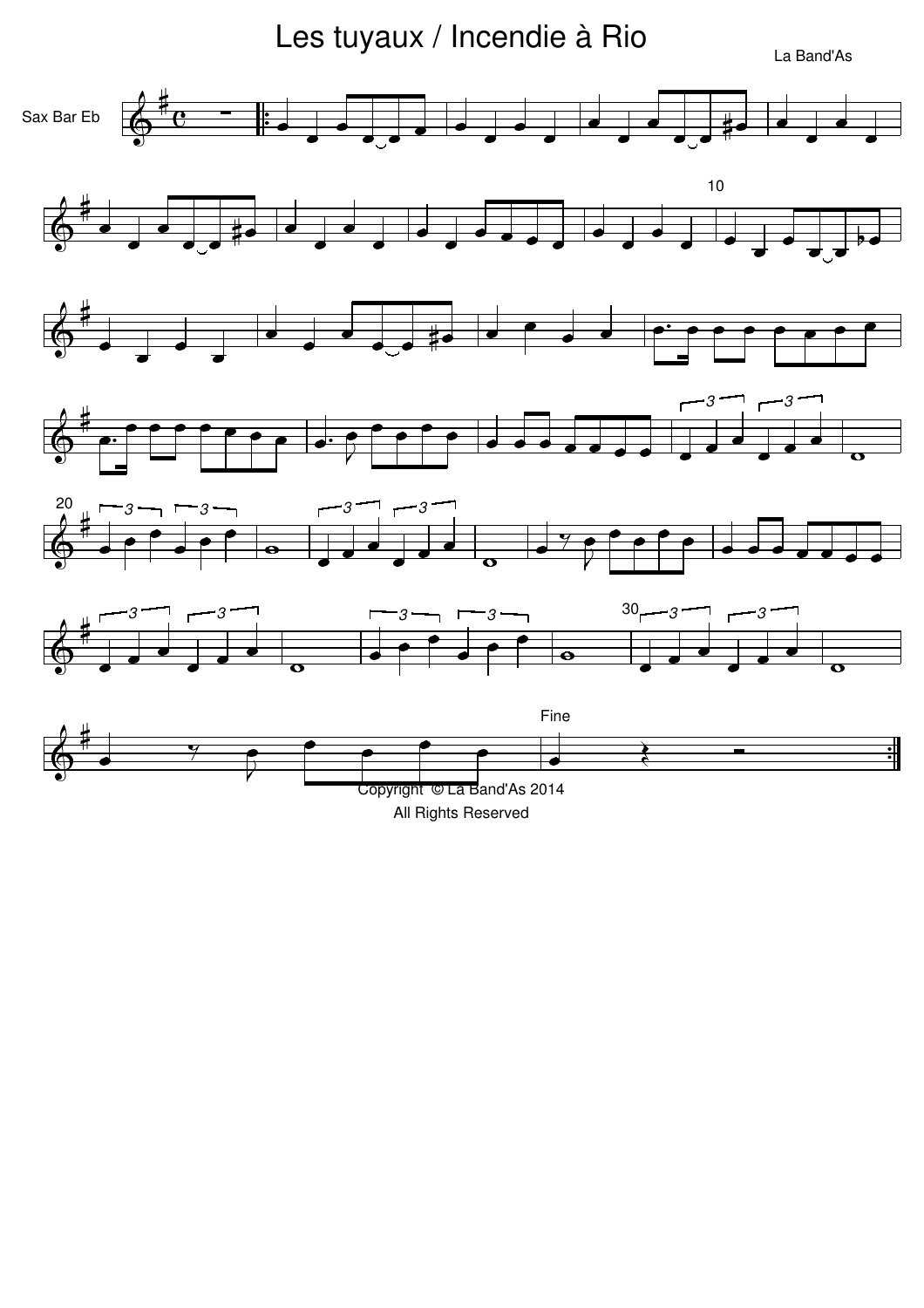# Les tuyaux / Incendie à Rio

La Band'As

Sax Bar Eb

Fine

Copyright © La Band'As 2014
All Rights Reserved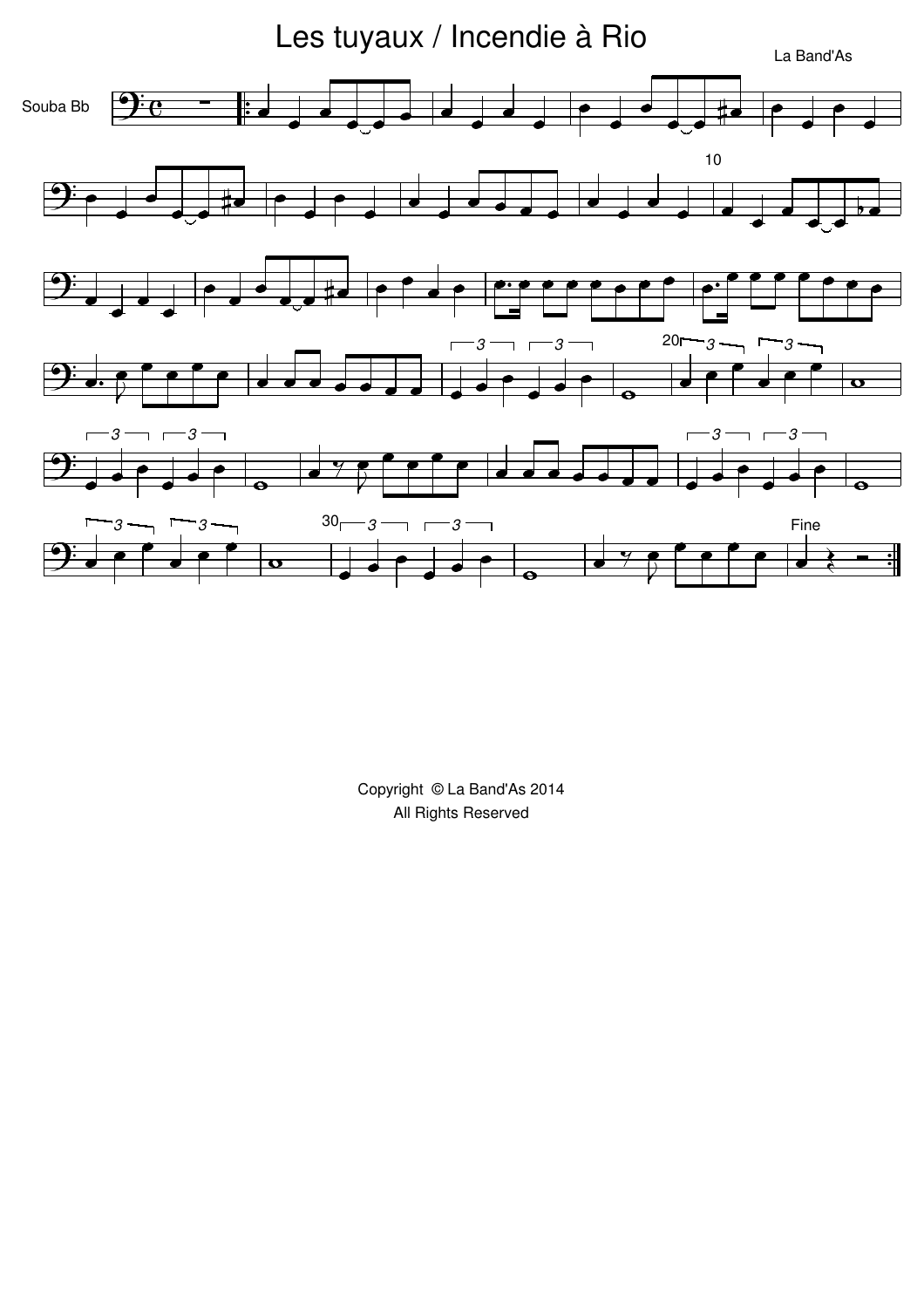# Les tuyaux / Incendie à Rio

La Band'As

Souba Bb

Fine

Copyright © La Band'As 2014

All Rights Reserved